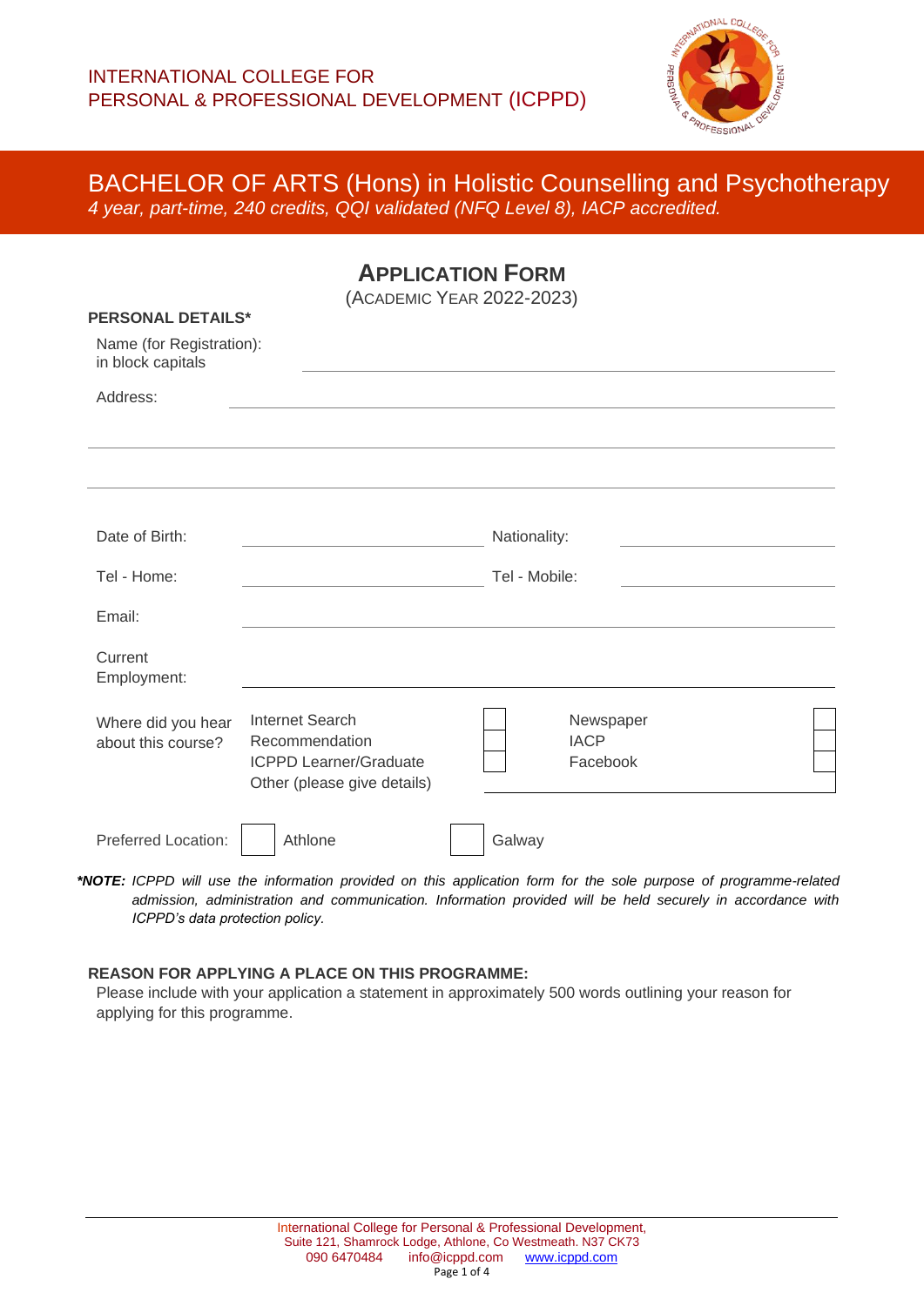INTERNATIONAL COLLEGE FOR
PERSONAL & PROFESSIONAL DEVELOPMENT (ICPPD)

# BACHELOR OF ARTS (Hons) in Holistic Counselling and Psychotherapy

*4 year, part-time, 240 credits, QQI validated (NFQ Level 8), IACP accredited.*

## APPLICATION FORM

(ACADEMIC YEAR 2022-2023)

**PERSONAL DETAILS\***

Name (for Registration): in block capitals ______________________________

Address: ______________________________

______________________________

______________________________

Date of Birth: ______________ Nationality: ______________

Tel - Home: ______________ Tel - Mobile: ______________

Email: ______________________________

Current Employment: ______________________________

Where did you hear about this course?

| | | | |
|---|---|---|---|
| Internet Search | ☐ | Newspaper | ☐ |
| Recommendation | ☐ | IACP | ☐ |
| ICPPD Learner/Graduate | ☐ | Facebook | ☐ |
| Other (please give details) | | | |

Preferred Location: ☐ Athlone ☐ Galway

***NOTE:** *ICPPD will use the information provided on this application form for the sole purpose of programme-related admission, administration and communication. Information provided will be held securely in accordance with ICPPD's data protection policy.*

**REASON FOR APPLYING A PLACE ON THIS PROGRAMME:**

Please include with your application a statement in approximately 500 words outlining your reason for applying for this programme.

International College for Personal & Professional Development,
Suite 121, Shamrock Lodge, Athlone, Co Westmeath. N37 CK73
090 6470484 info@icppd.com www.icppd.com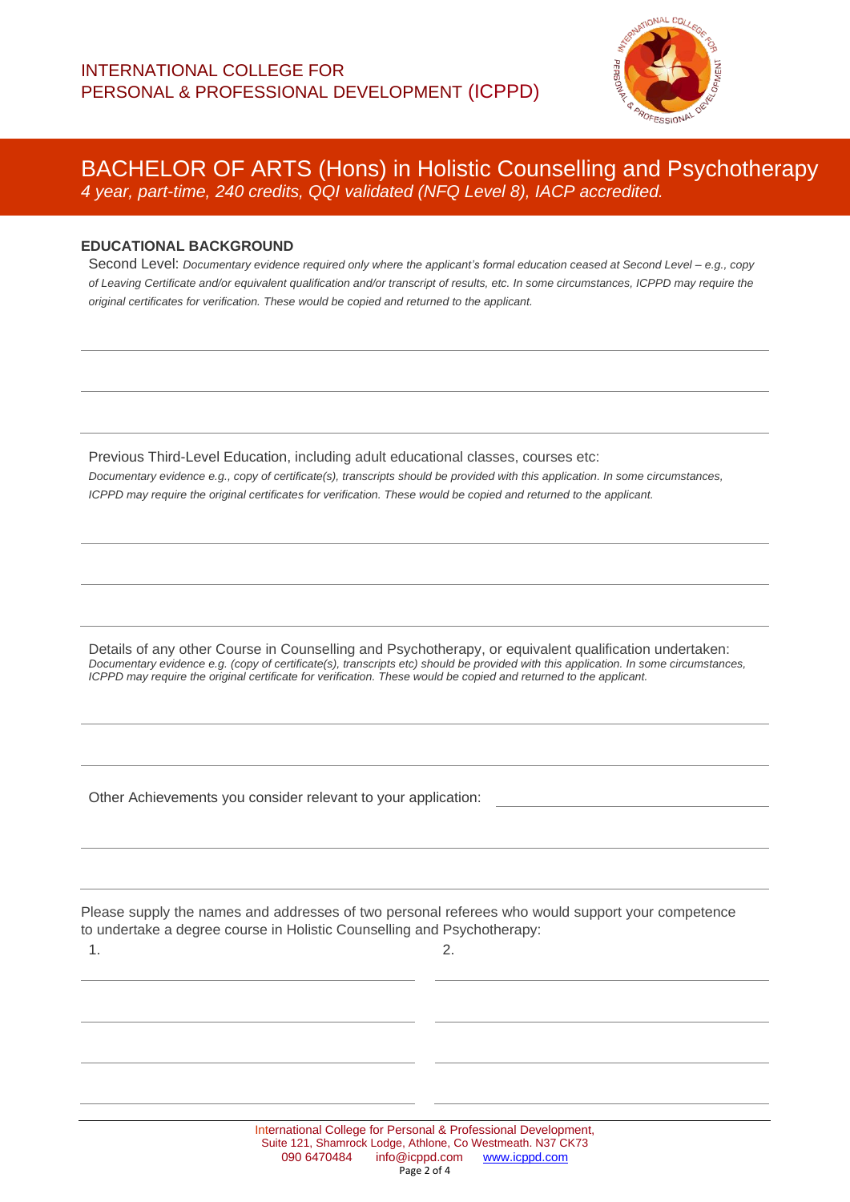INTERNATIONAL COLLEGE FOR
PERSONAL & PROFESSIONAL DEVELOPMENT (ICPPD)

# BACHELOR OF ARTS (Hons) in Holistic Counselling and Psychotherapy

*4 year, part-time, 240 credits, QQI validated (NFQ Level 8), IACP accredited.*

## EDUCATIONAL BACKGROUND

Second Level: *Documentary evidence required only where the applicant's formal education ceased at Second Level – e.g., copy of Leaving Certificate and/or equivalent qualification and/or transcript of results, etc. In some circumstances, ICPPD may require the original certificates for verification. These would be copied and returned to the applicant.*

Previous Third-Level Education, including adult educational classes, courses etc:
*Documentary evidence e.g., copy of certificate(s), transcripts should be provided with this application. In some circumstances, ICPPD may require the original certificates for verification. These would be copied and returned to the applicant.*

Details of any other Course in Counselling and Psychotherapy, or equivalent qualification undertaken:
*Documentary evidence e.g. (copy of certificate(s), transcripts etc) should be provided with this application. In some circumstances, ICPPD may require the original certificate for verification. These would be copied and returned to the applicant.*

Other Achievements you consider relevant to your application:

Please supply the names and addresses of two personal referees who would support your competence to undertake a degree course in Holistic Counselling and Psychotherapy:

1.

2.

International College for Personal & Professional Development,
Suite 121, Shamrock Lodge, Athlone, Co Westmeath. N37 CK73
090 6470484 info@icppd.com www.icppd.com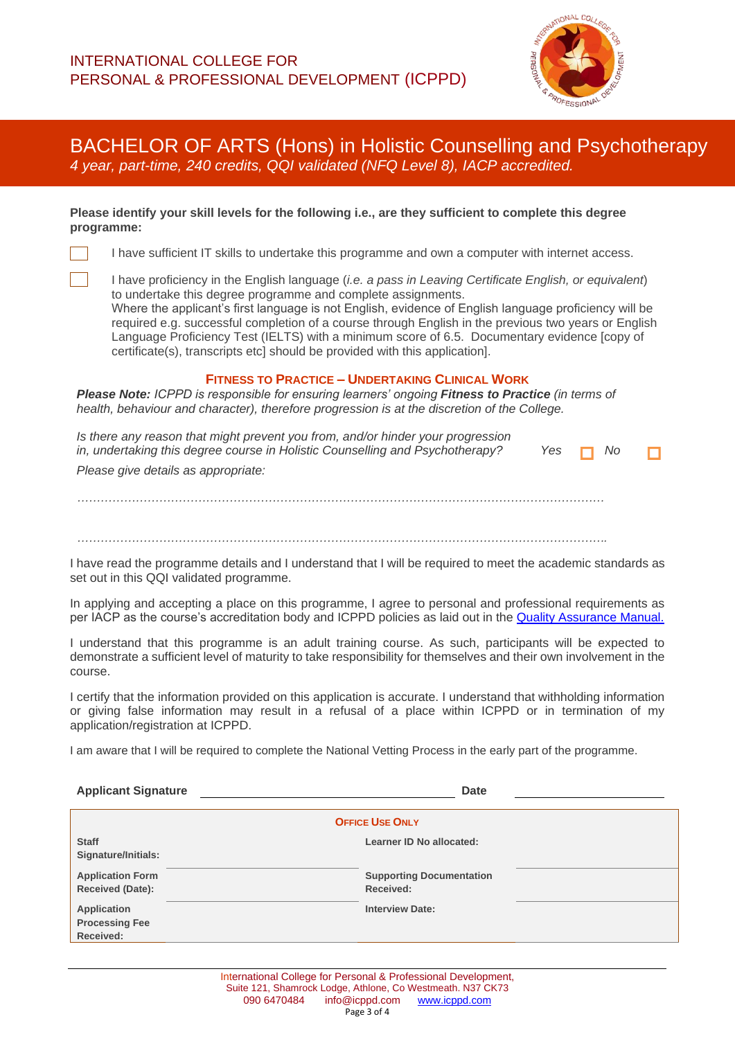INTERNATIONAL COLLEGE FOR
PERSONAL & PROFESSIONAL DEVELOPMENT (ICPPD)

# BACHELOR OF ARTS (Hons) in Holistic Counselling and Psychotherapy

*4 year, part-time, 240 credits, QQI validated (NFQ Level 8), IACP accredited.*

**Please identify your skill levels for the following i.e., are they sufficient to complete this degree programme:**

☐ I have sufficient IT skills to undertake this programme and own a computer with internet access.

☐ I have proficiency in the English language (*i.e. a pass in Leaving Certificate English, or equivalent*) to undertake this degree programme and complete assignments.
Where the applicant's first language is not English, evidence of English language proficiency will be required e.g. successful completion of a course through English in the previous two years or English Language Proficiency Test (IELTS) with a minimum score of 6.5. Documentary evidence [copy of certificate(s), transcripts etc] should be provided with this application].

## Fitness to Practice – Undertaking Clinical Work

***Please Note:*** *ICPPD is responsible for ensuring learners' ongoing* ***Fitness to Practice*** *(in terms of health, behaviour and character), therefore progression is at the discretion of the College.*

*Is there any reason that might prevent you from, and/or hinder your progression in, undertaking this degree course in Holistic Counselling and Psychotherapy?* *Yes* ☐ *No* ☐

*Please give details as appropriate:*

…………………………………………………………………………………………………………………

…………………………………………………………………………………………………………………..

I have read the programme details and I understand that I will be required to meet the academic standards as set out in this QQI validated programme.

In applying and accepting a place on this programme, I agree to personal and professional requirements as per IACP as the course's accreditation body and ICPPD policies as laid out in the Quality Assurance Manual.

I understand that this programme is an adult training course. As such, participants will be expected to demonstrate a sufficient level of maturity to take responsibility for themselves and their own involvement in the course.

I certify that the information provided on this application is accurate. I understand that withholding information or giving false information may result in a refusal of a place within ICPPD or in termination of my application/registration at ICPPD.

I am aware that I will be required to complete the National Vetting Process in the early part of the programme.

**Applicant Signature** ______________________ **Date** ______________

| Office Use Only | | | |
|---|---|---|---|
| **Staff Signature/Initials:** | | **Learner ID No allocated:** | |
| **Application Form Received (Date):** | | **Supporting Documentation Received:** | |
| **Application Processing Fee Received:** | | **Interview Date:** | |

International College for Personal & Professional Development,
Suite 121, Shamrock Lodge, Athlone, Co Westmeath. N37 CK73
090 6470484 info@icppd.com www.icppd.com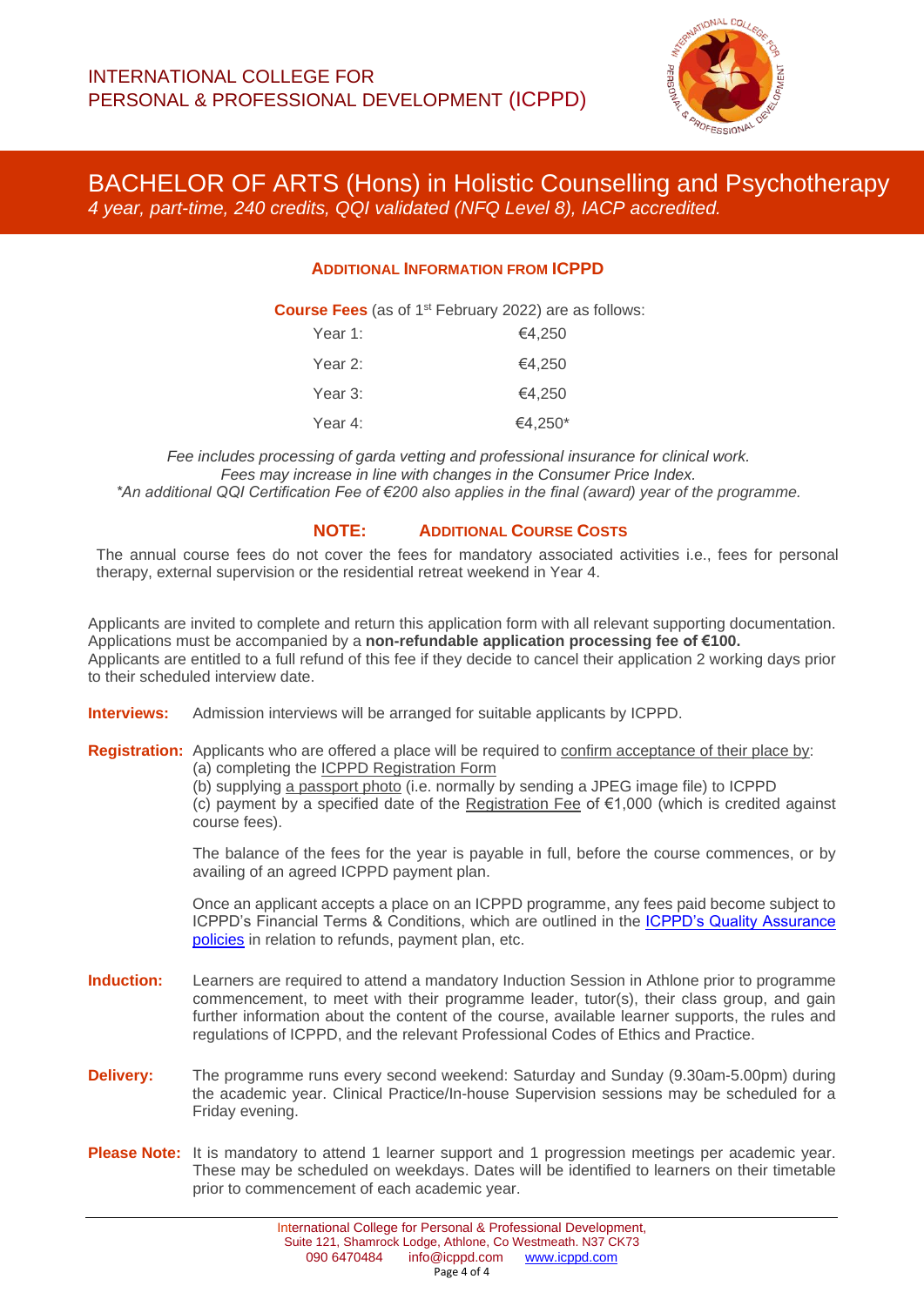# INTERNATIONAL COLLEGE FOR PERSONAL & PROFESSIONAL DEVELOPMENT (ICPPD)

## BACHELOR OF ARTS (Hons) in Holistic Counselling and Psychotherapy

*4 year, part-time, 240 credits, QQI validated (NFQ Level 8), IACP accredited.*

### ADDITIONAL INFORMATION FROM ICPPD

**Course Fees** (as of 1st February 2022) are as follows:

| | |
|---|---|
| Year 1: | €4,250 |
| Year 2: | €4,250 |
| Year 3: | €4,250 |
| Year 4: | €4,250* |

*Fee includes processing of garda vetting and professional insurance for clinical work.*
*Fees may increase in line with changes in the Consumer Price Index.*
**An additional QQI Certification Fee of €200 also applies in the final (award) year of the programme.*

### NOTE: ADDITIONAL COURSE COSTS

The annual course fees do not cover the fees for mandatory associated activities i.e., fees for personal therapy, external supervision or the residential retreat weekend in Year 4.

Applicants are invited to complete and return this application form with all relevant supporting documentation. Applications must be accompanied by a **non-refundable application processing fee of €100.** Applicants are entitled to a full refund of this fee if they decide to cancel their application 2 working days prior to their scheduled interview date.

**Interviews:** Admission interviews will be arranged for suitable applicants by ICPPD.

**Registration:** Applicants who are offered a place will be required to confirm acceptance of their place by:
(a) completing the ICPPD Registration Form
(b) supplying a passport photo (i.e. normally by sending a JPEG image file) to ICPPD
(c) payment by a specified date of the Registration Fee of €1,000 (which is credited against course fees).

The balance of the fees for the year is payable in full, before the course commences, or by availing of an agreed ICPPD payment plan.

Once an applicant accepts a place on an ICPPD programme, any fees paid become subject to ICPPD's Financial Terms & Conditions, which are outlined in the ICPPD's Quality Assurance policies in relation to refunds, payment plan, etc.

**Induction:** Learners are required to attend a mandatory Induction Session in Athlone prior to programme commencement, to meet with their programme leader, tutor(s), their class group, and gain further information about the content of the course, available learner supports, the rules and regulations of ICPPD, and the relevant Professional Codes of Ethics and Practice.

**Delivery:** The programme runs every second weekend: Saturday and Sunday (9.30am-5.00pm) during the academic year. Clinical Practice/In-house Supervision sessions may be scheduled for a Friday evening.

**Please Note:** It is mandatory to attend 1 learner support and 1 progression meetings per academic year. These may be scheduled on weekdays. Dates will be identified to learners on their timetable prior to commencement of each academic year.

International College for Personal & Professional Development,
Suite 121, Shamrock Lodge, Athlone, Co Westmeath. N37 CK73
090 6470484 info@icppd.com www.icppd.com